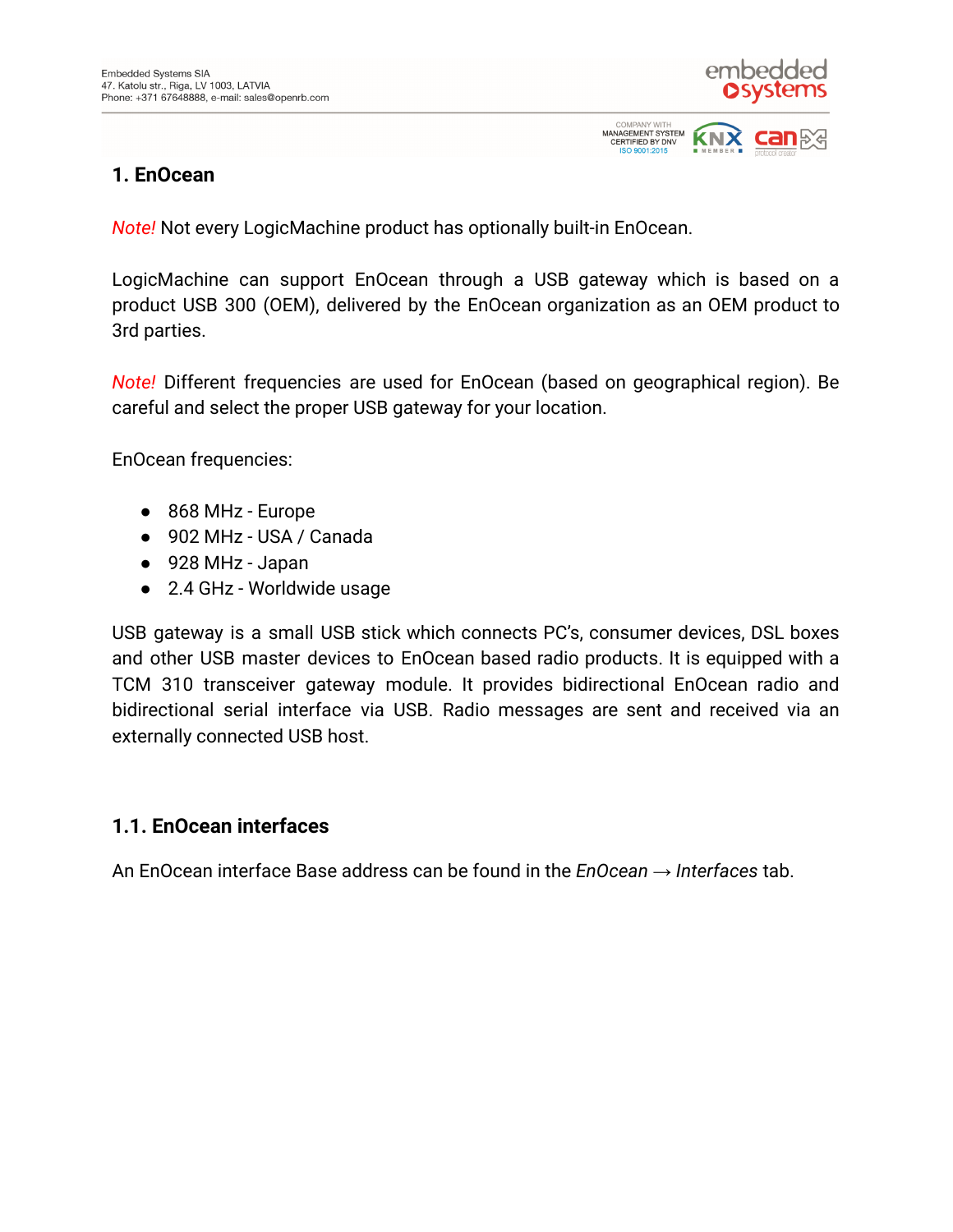# 1. EnOcean

*Note!* Not every LogicMachine product has optionally built-in EnOcean.

LogicMachine can support EnOcean through a USB gateway which is based on a product USB 300 (OEM), delivered by the EnOcean organization as an OEM product to 3rd parties.

*Note!* Different frequencies are used for EnOcean (based on geographical region). Be careful and select the proper USB gateway for your location.

EnOcean frequencies:

- 868 MHz - Europe
- 902 MHz - USA / Canada
- 928 MHz - Japan
- 2.4 GHz - Worldwide usage

USB gateway is a small USB stick which connects PC's, consumer devices, DSL boxes and other USB master devices to EnOcean based radio products. It is equipped with a TCM 310 transceiver gateway module. It provides bidirectional EnOcean radio and bidirectional serial interface via USB. Radio messages are sent and received via an externally connected USB host.

## 1.1. EnOcean interfaces

An EnOcean interface Base address can be found in the *EnOcean → Interfaces* tab.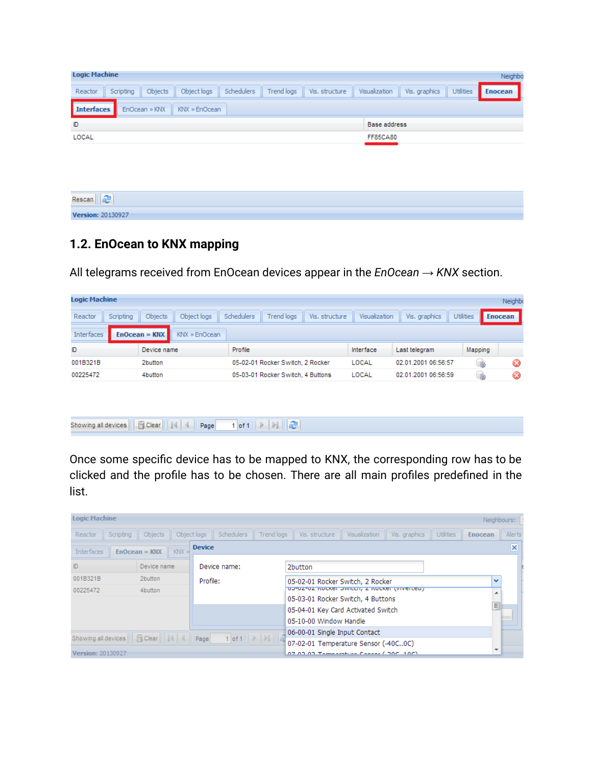## 1.2. EnOcean to KNX mapping

All telegrams received from EnOcean devices appear in the *EnOcean → KNX* section.

Once some specific device has to be mapped to KNX, the corresponding row has to be clicked and the profile has to be chosen. There are all main profiles predefined in the list.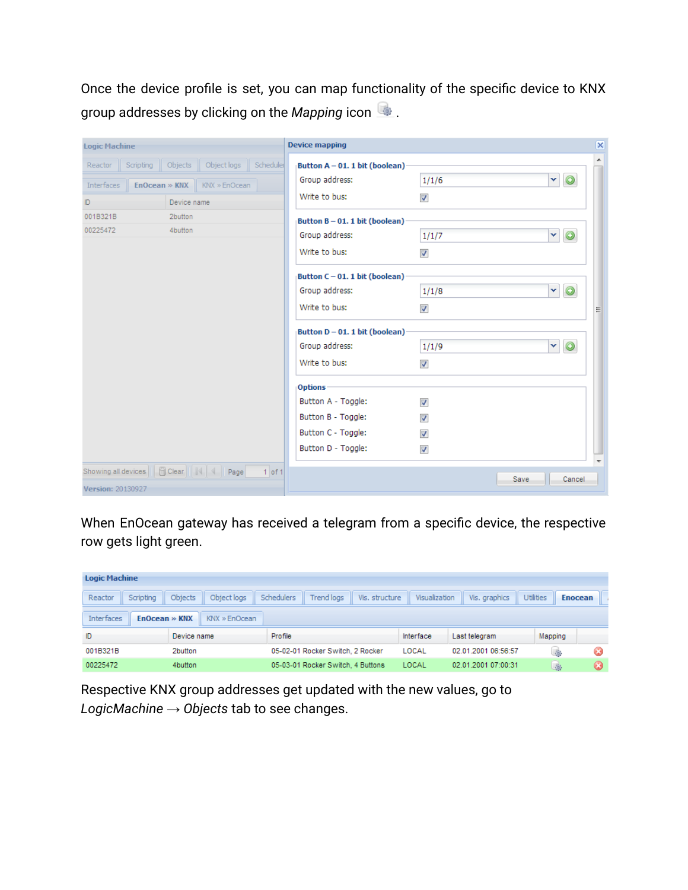Once the device profile is set, you can map functionality of the specific device to KNX group addresses by clicking on the *Mapping* icon .

When EnOcean gateway has received a telegram from a specific device, the respective row gets light green.

Respective KNX group addresses get updated with the new values, go to *LogicMachine* → *Objects* tab to see changes.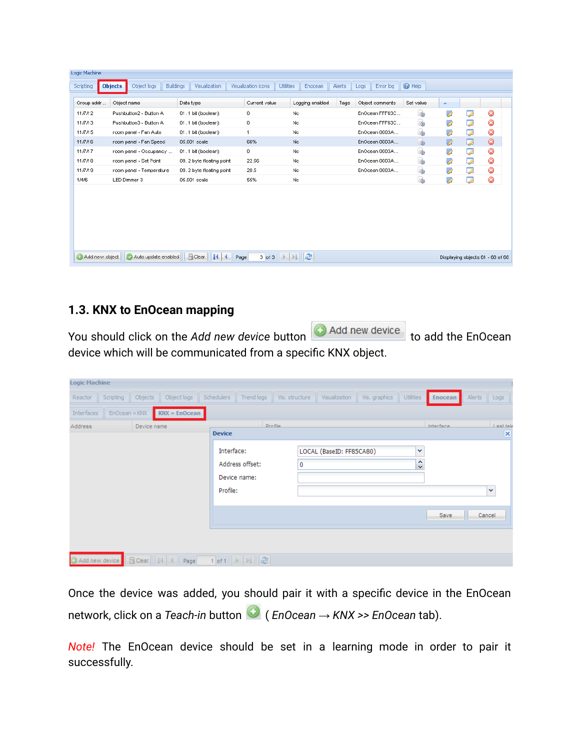## 1.3. KNX to EnOcean mapping

You should click on the *Add new device* button to add the EnOcean device which will be communicated from a specific KNX object.

Once the device was added, you should pair it with a specific device in the EnOcean network, click on a *Teach-in* button ( *EnOcean → KNX >> EnOcean* tab).

*Note!* The EnOcean device should be set in a learning mode in order to pair it successfully.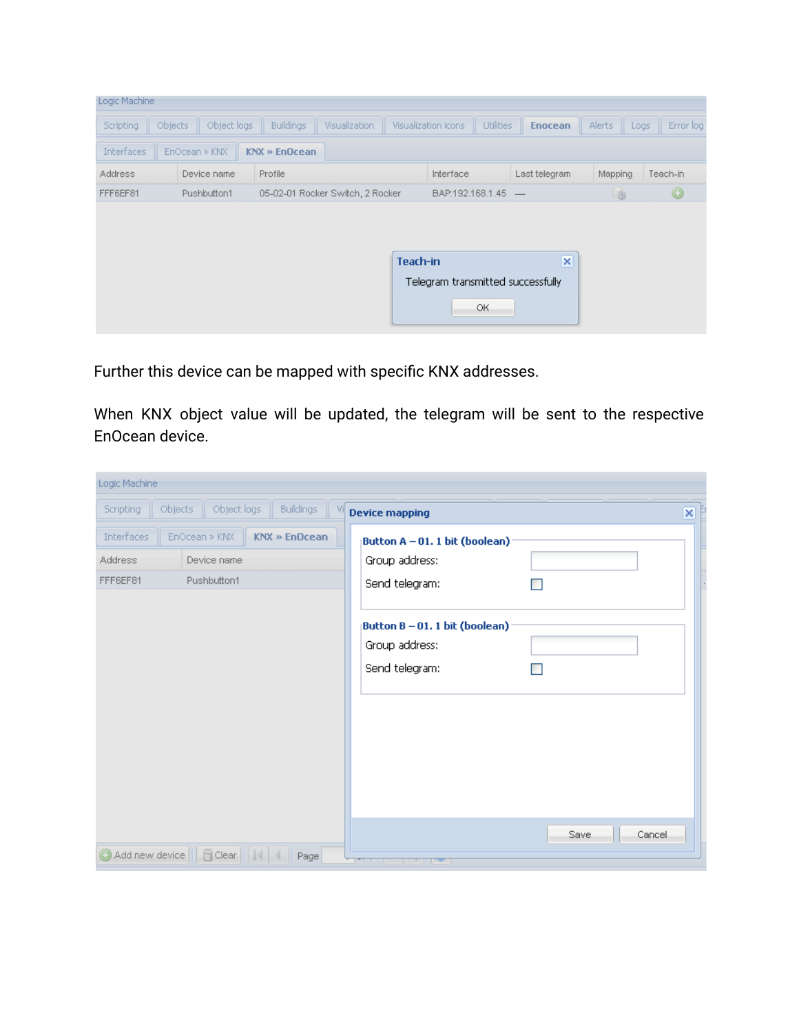Further this device can be mapped with specific KNX addresses.

When KNX object value will be updated, the telegram will be sent to the respective EnOcean device.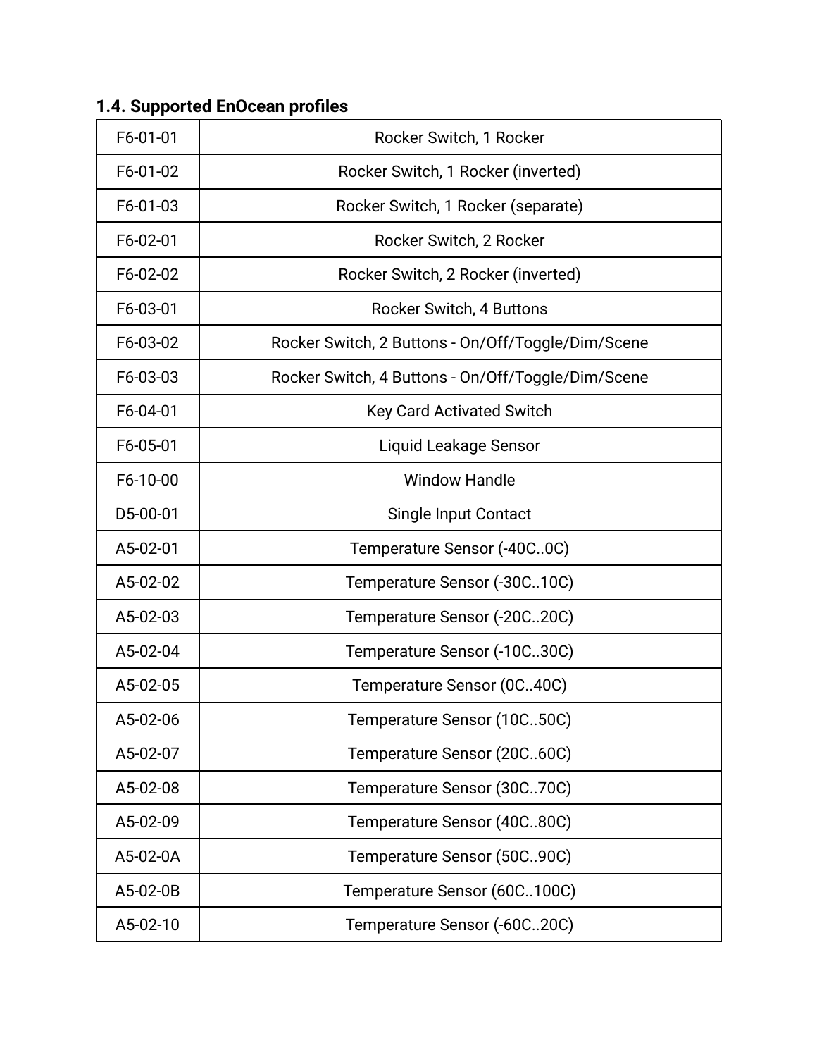## 1.4. Supported EnOcean profiles

| | |
|---|---|
| F6-01-01 | Rocker Switch, 1 Rocker |
| F6-01-02 | Rocker Switch, 1 Rocker (inverted) |
| F6-01-03 | Rocker Switch, 1 Rocker (separate) |
| F6-02-01 | Rocker Switch, 2 Rocker |
| F6-02-02 | Rocker Switch, 2 Rocker (inverted) |
| F6-03-01 | Rocker Switch, 4 Buttons |
| F6-03-02 | Rocker Switch, 2 Buttons - On/Off/Toggle/Dim/Scene |
| F6-03-03 | Rocker Switch, 4 Buttons - On/Off/Toggle/Dim/Scene |
| F6-04-01 | Key Card Activated Switch |
| F6-05-01 | Liquid Leakage Sensor |
| F6-10-00 | Window Handle |
| D5-00-01 | Single Input Contact |
| A5-02-01 | Temperature Sensor (-40C..0C) |
| A5-02-02 | Temperature Sensor (-30C..10C) |
| A5-02-03 | Temperature Sensor (-20C..20C) |
| A5-02-04 | Temperature Sensor (-10C..30C) |
| A5-02-05 | Temperature Sensor (0C..40C) |
| A5-02-06 | Temperature Sensor (10C..50C) |
| A5-02-07 | Temperature Sensor (20C..60C) |
| A5-02-08 | Temperature Sensor (30C..70C) |
| A5-02-09 | Temperature Sensor (40C..80C) |
| A5-02-0A | Temperature Sensor (50C..90C) |
| A5-02-0B | Temperature Sensor (60C..100C) |
| A5-02-10 | Temperature Sensor (-60C..20C) |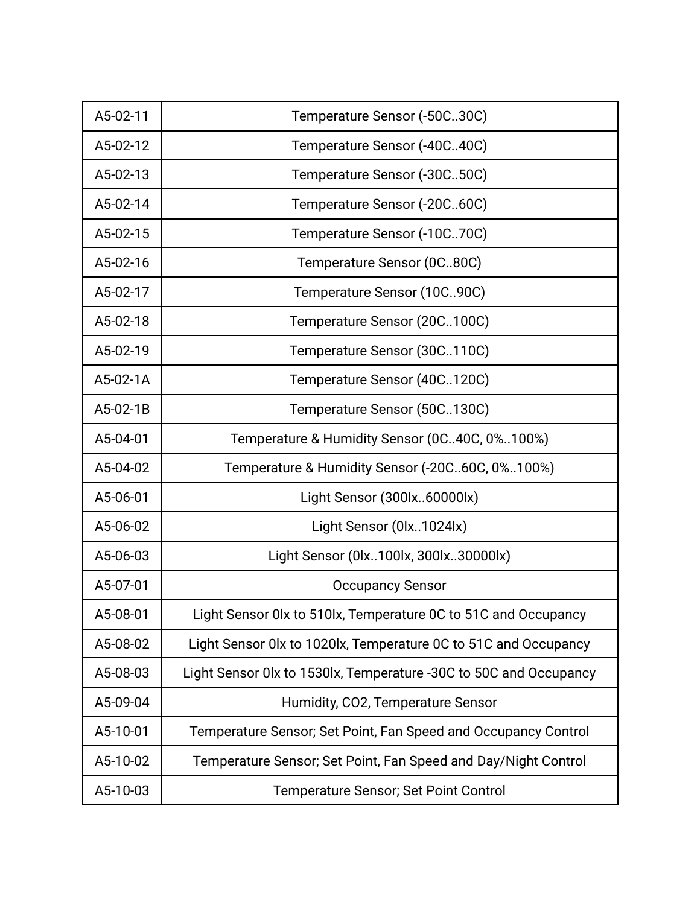| A5-02-11 | Temperature Sensor (-50C..30C) |
|---|---|
| A5-02-12 | Temperature Sensor (-40C..40C) |
| A5-02-13 | Temperature Sensor (-30C..50C) |
| A5-02-14 | Temperature Sensor (-20C..60C) |
| A5-02-15 | Temperature Sensor (-10C..70C) |
| A5-02-16 | Temperature Sensor (0C..80C) |
| A5-02-17 | Temperature Sensor (10C..90C) |
| A5-02-18 | Temperature Sensor (20C..100C) |
| A5-02-19 | Temperature Sensor (30C..110C) |
| A5-02-1A | Temperature Sensor (40C..120C) |
| A5-02-1B | Temperature Sensor (50C..130C) |
| A5-04-01 | Temperature & Humidity Sensor (0C..40C, 0%..100%) |
| A5-04-02 | Temperature & Humidity Sensor (-20C..60C, 0%..100%) |
| A5-06-01 | Light Sensor (300lx..60000lx) |
| A5-06-02 | Light Sensor (0lx..1024lx) |
| A5-06-03 | Light Sensor (0lx..100lx, 300lx..30000lx) |
| A5-07-01 | Occupancy Sensor |
| A5-08-01 | Light Sensor 0lx to 510lx, Temperature 0C to 51C and Occupancy |
| A5-08-02 | Light Sensor 0lx to 1020lx, Temperature 0C to 51C and Occupancy |
| A5-08-03 | Light Sensor 0lx to 1530lx, Temperature -30C to 50C and Occupancy |
| A5-09-04 | Humidity, CO2, Temperature Sensor |
| A5-10-01 | Temperature Sensor; Set Point, Fan Speed and Occupancy Control |
| A5-10-02 | Temperature Sensor; Set Point, Fan Speed and Day/Night Control |
| A5-10-03 | Temperature Sensor; Set Point Control |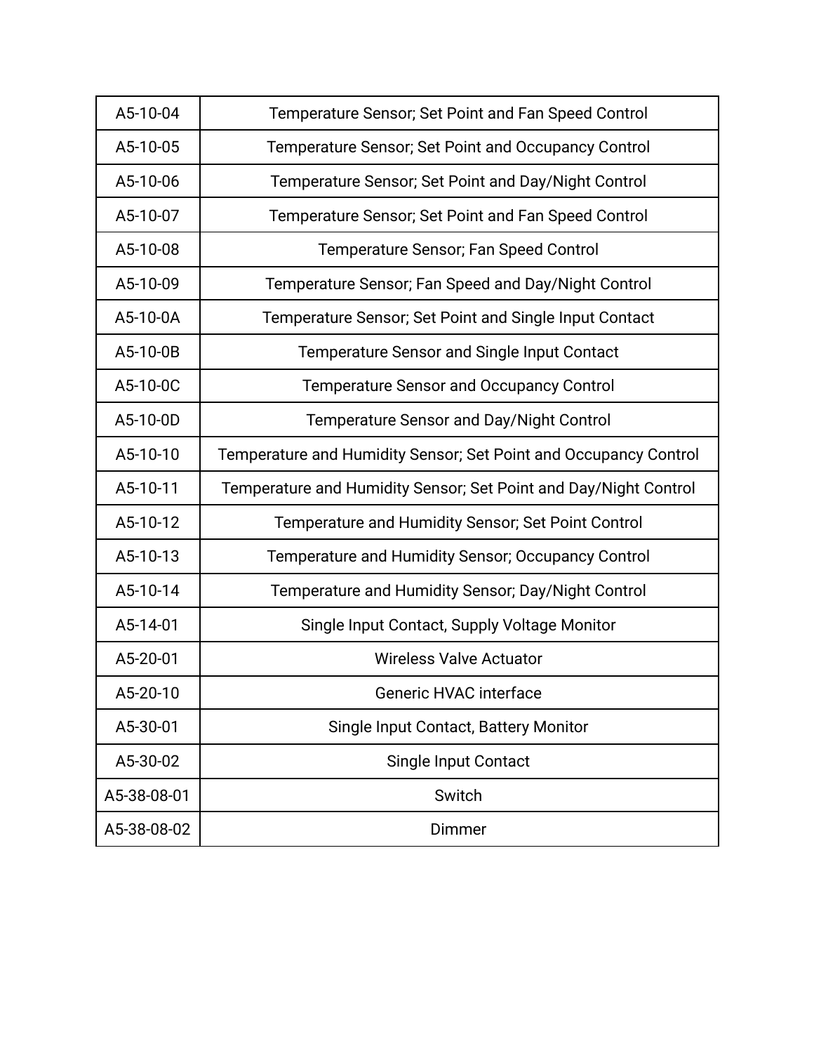| | |
|---|---|
| A5-10-04 | Temperature Sensor; Set Point and Fan Speed Control |
| A5-10-05 | Temperature Sensor; Set Point and Occupancy Control |
| A5-10-06 | Temperature Sensor; Set Point and Day/Night Control |
| A5-10-07 | Temperature Sensor; Set Point and Fan Speed Control |
| A5-10-08 | Temperature Sensor; Fan Speed Control |
| A5-10-09 | Temperature Sensor; Fan Speed and Day/Night Control |
| A5-10-0A | Temperature Sensor; Set Point and Single Input Contact |
| A5-10-0B | Temperature Sensor and Single Input Contact |
| A5-10-0C | Temperature Sensor and Occupancy Control |
| A5-10-0D | Temperature Sensor and Day/Night Control |
| A5-10-10 | Temperature and Humidity Sensor; Set Point and Occupancy Control |
| A5-10-11 | Temperature and Humidity Sensor; Set Point and Day/Night Control |
| A5-10-12 | Temperature and Humidity Sensor; Set Point Control |
| A5-10-13 | Temperature and Humidity Sensor; Occupancy Control |
| A5-10-14 | Temperature and Humidity Sensor; Day/Night Control |
| A5-14-01 | Single Input Contact, Supply Voltage Monitor |
| A5-20-01 | Wireless Valve Actuator |
| A5-20-10 | Generic HVAC interface |
| A5-30-01 | Single Input Contact, Battery Monitor |
| A5-30-02 | Single Input Contact |
| A5-38-08-01 | Switch |
| A5-38-08-02 | Dimmer |